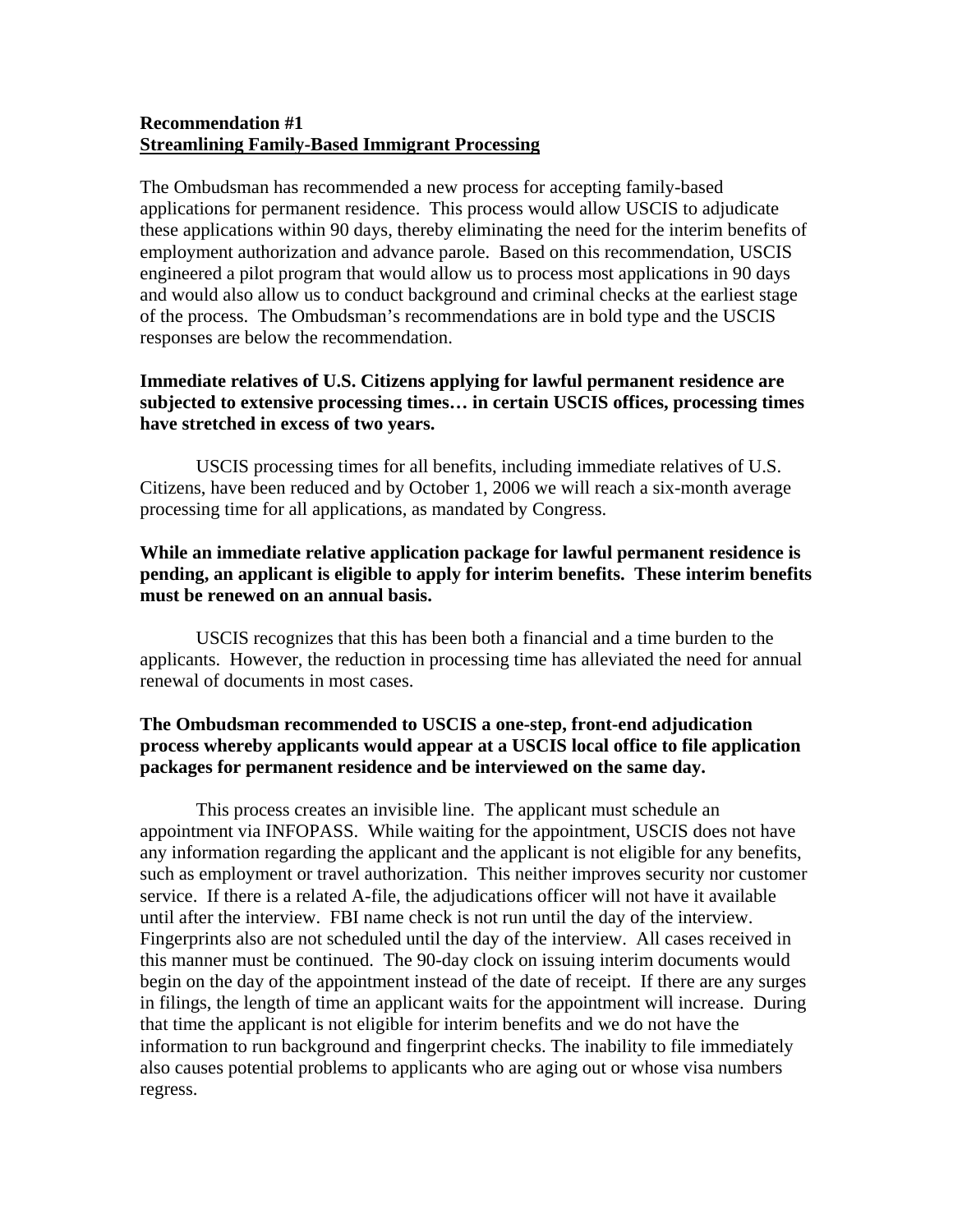**Recommendation #1**
**Streamlining Family-Based Immigrant Processing**

The Ombudsman has recommended a new process for accepting family-based applications for permanent residence. This process would allow USCIS to adjudicate these applications within 90 days, thereby eliminating the need for the interim benefits of employment authorization and advance parole. Based on this recommendation, USCIS engineered a pilot program that would allow us to process most applications in 90 days and would also allow us to conduct background and criminal checks at the earliest stage of the process. The Ombudsman's recommendations are in bold type and the USCIS responses are below the recommendation.

**Immediate relatives of U.S. Citizens applying for lawful permanent residence are subjected to extensive processing times… in certain USCIS offices, processing times have stretched in excess of two years.**

USCIS processing times for all benefits, including immediate relatives of U.S. Citizens, have been reduced and by October 1, 2006 we will reach a six-month average processing time for all applications, as mandated by Congress.

**While an immediate relative application package for lawful permanent residence is pending, an applicant is eligible to apply for interim benefits. These interim benefits must be renewed on an annual basis.**

USCIS recognizes that this has been both a financial and a time burden to the applicants. However, the reduction in processing time has alleviated the need for annual renewal of documents in most cases.

**The Ombudsman recommended to USCIS a one-step, front-end adjudication process whereby applicants would appear at a USCIS local office to file application packages for permanent residence and be interviewed on the same day.**

This process creates an invisible line. The applicant must schedule an appointment via INFOPASS. While waiting for the appointment, USCIS does not have any information regarding the applicant and the applicant is not eligible for any benefits, such as employment or travel authorization. This neither improves security nor customer service. If there is a related A-file, the adjudications officer will not have it available until after the interview. FBI name check is not run until the day of the interview. Fingerprints also are not scheduled until the day of the interview. All cases received in this manner must be continued. The 90-day clock on issuing interim documents would begin on the day of the appointment instead of the date of receipt. If there are any surges in filings, the length of time an applicant waits for the appointment will increase. During that time the applicant is not eligible for interim benefits and we do not have the information to run background and fingerprint checks. The inability to file immediately also causes potential problems to applicants who are aging out or whose visa numbers regress.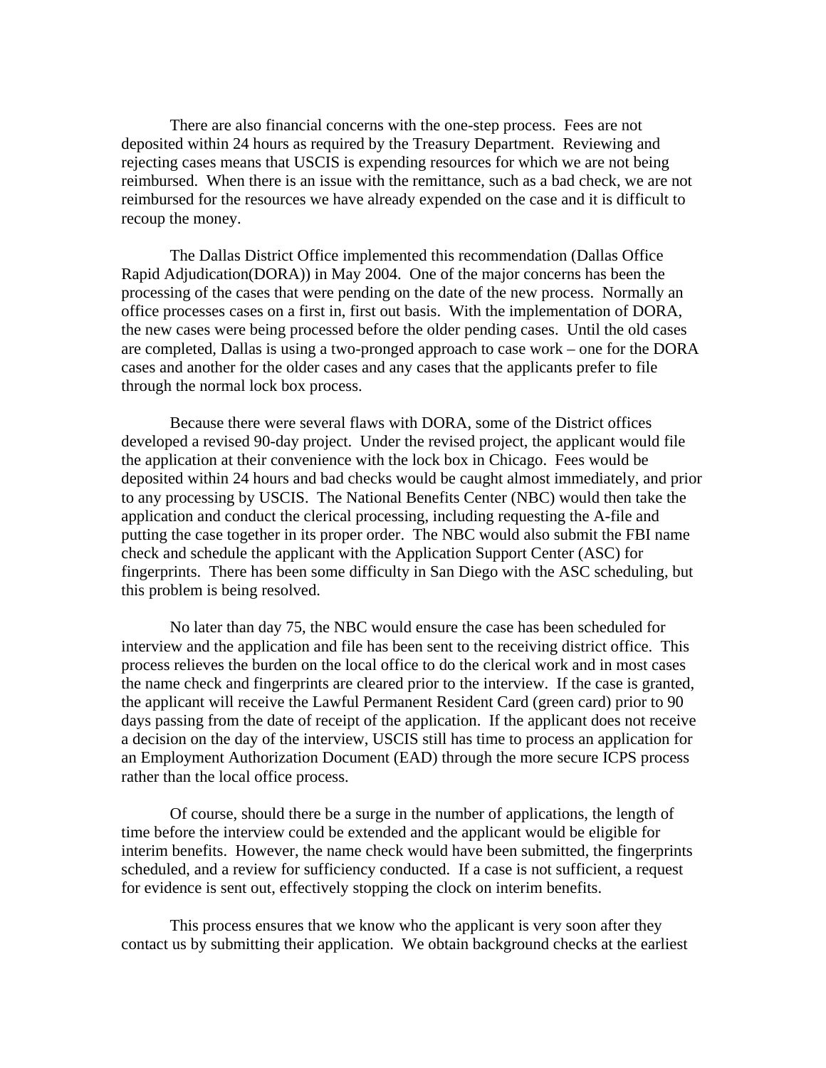There are also financial concerns with the one-step process. Fees are not deposited within 24 hours as required by the Treasury Department. Reviewing and rejecting cases means that USCIS is expending resources for which we are not being reimbursed. When there is an issue with the remittance, such as a bad check, we are not reimbursed for the resources we have already expended on the case and it is difficult to recoup the money.

The Dallas District Office implemented this recommendation (Dallas Office Rapid Adjudication(DORA)) in May 2004. One of the major concerns has been the processing of the cases that were pending on the date of the new process. Normally an office processes cases on a first in, first out basis. With the implementation of DORA, the new cases were being processed before the older pending cases. Until the old cases are completed, Dallas is using a two-pronged approach to case work – one for the DORA cases and another for the older cases and any cases that the applicants prefer to file through the normal lock box process.

Because there were several flaws with DORA, some of the District offices developed a revised 90-day project. Under the revised project, the applicant would file the application at their convenience with the lock box in Chicago. Fees would be deposited within 24 hours and bad checks would be caught almost immediately, and prior to any processing by USCIS. The National Benefits Center (NBC) would then take the application and conduct the clerical processing, including requesting the A-file and putting the case together in its proper order. The NBC would also submit the FBI name check and schedule the applicant with the Application Support Center (ASC) for fingerprints. There has been some difficulty in San Diego with the ASC scheduling, but this problem is being resolved.

No later than day 75, the NBC would ensure the case has been scheduled for interview and the application and file has been sent to the receiving district office. This process relieves the burden on the local office to do the clerical work and in most cases the name check and fingerprints are cleared prior to the interview. If the case is granted, the applicant will receive the Lawful Permanent Resident Card (green card) prior to 90 days passing from the date of receipt of the application. If the applicant does not receive a decision on the day of the interview, USCIS still has time to process an application for an Employment Authorization Document (EAD) through the more secure ICPS process rather than the local office process.

Of course, should there be a surge in the number of applications, the length of time before the interview could be extended and the applicant would be eligible for interim benefits. However, the name check would have been submitted, the fingerprints scheduled, and a review for sufficiency conducted. If a case is not sufficient, a request for evidence is sent out, effectively stopping the clock on interim benefits.

This process ensures that we know who the applicant is very soon after they contact us by submitting their application. We obtain background checks at the earliest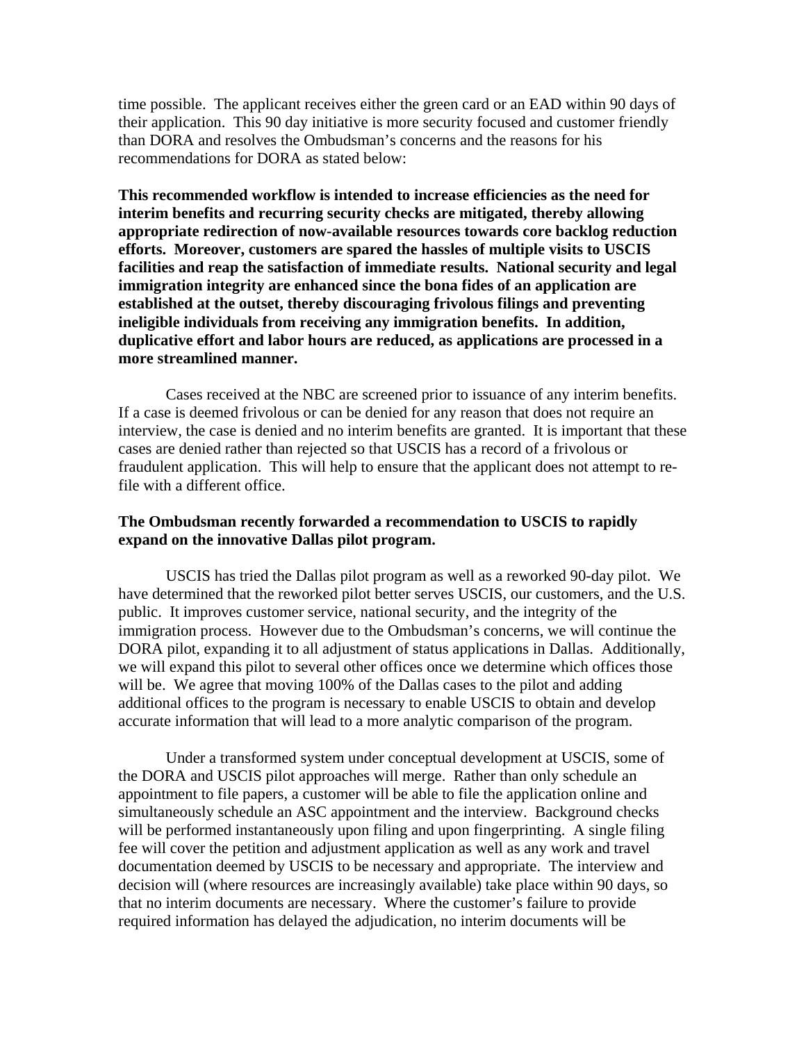time possible. The applicant receives either the green card or an EAD within 90 days of their application. This 90 day initiative is more security focused and customer friendly than DORA and resolves the Ombudsman's concerns and the reasons for his recommendations for DORA as stated below:

**This recommended workflow is intended to increase efficiencies as the need for interim benefits and recurring security checks are mitigated, thereby allowing appropriate redirection of now-available resources towards core backlog reduction efforts. Moreover, customers are spared the hassles of multiple visits to USCIS facilities and reap the satisfaction of immediate results. National security and legal immigration integrity are enhanced since the bona fides of an application are established at the outset, thereby discouraging frivolous filings and preventing ineligible individuals from receiving any immigration benefits. In addition, duplicative effort and labor hours are reduced, as applications are processed in a more streamlined manner.**

Cases received at the NBC are screened prior to issuance of any interim benefits. If a case is deemed frivolous or can be denied for any reason that does not require an interview, the case is denied and no interim benefits are granted. It is important that these cases are denied rather than rejected so that USCIS has a record of a frivolous or fraudulent application. This will help to ensure that the applicant does not attempt to re-file with a different office.

**The Ombudsman recently forwarded a recommendation to USCIS to rapidly expand on the innovative Dallas pilot program.**

USCIS has tried the Dallas pilot program as well as a reworked 90-day pilot. We have determined that the reworked pilot better serves USCIS, our customers, and the U.S. public. It improves customer service, national security, and the integrity of the immigration process. However due to the Ombudsman's concerns, we will continue the DORA pilot, expanding it to all adjustment of status applications in Dallas. Additionally, we will expand this pilot to several other offices once we determine which offices those will be. We agree that moving 100% of the Dallas cases to the pilot and adding additional offices to the program is necessary to enable USCIS to obtain and develop accurate information that will lead to a more analytic comparison of the program.

Under a transformed system under conceptual development at USCIS, some of the DORA and USCIS pilot approaches will merge. Rather than only schedule an appointment to file papers, a customer will be able to file the application online and simultaneously schedule an ASC appointment and the interview. Background checks will be performed instantaneously upon filing and upon fingerprinting. A single filing fee will cover the petition and adjustment application as well as any work and travel documentation deemed by USCIS to be necessary and appropriate. The interview and decision will (where resources are increasingly available) take place within 90 days, so that no interim documents are necessary. Where the customer's failure to provide required information has delayed the adjudication, no interim documents will be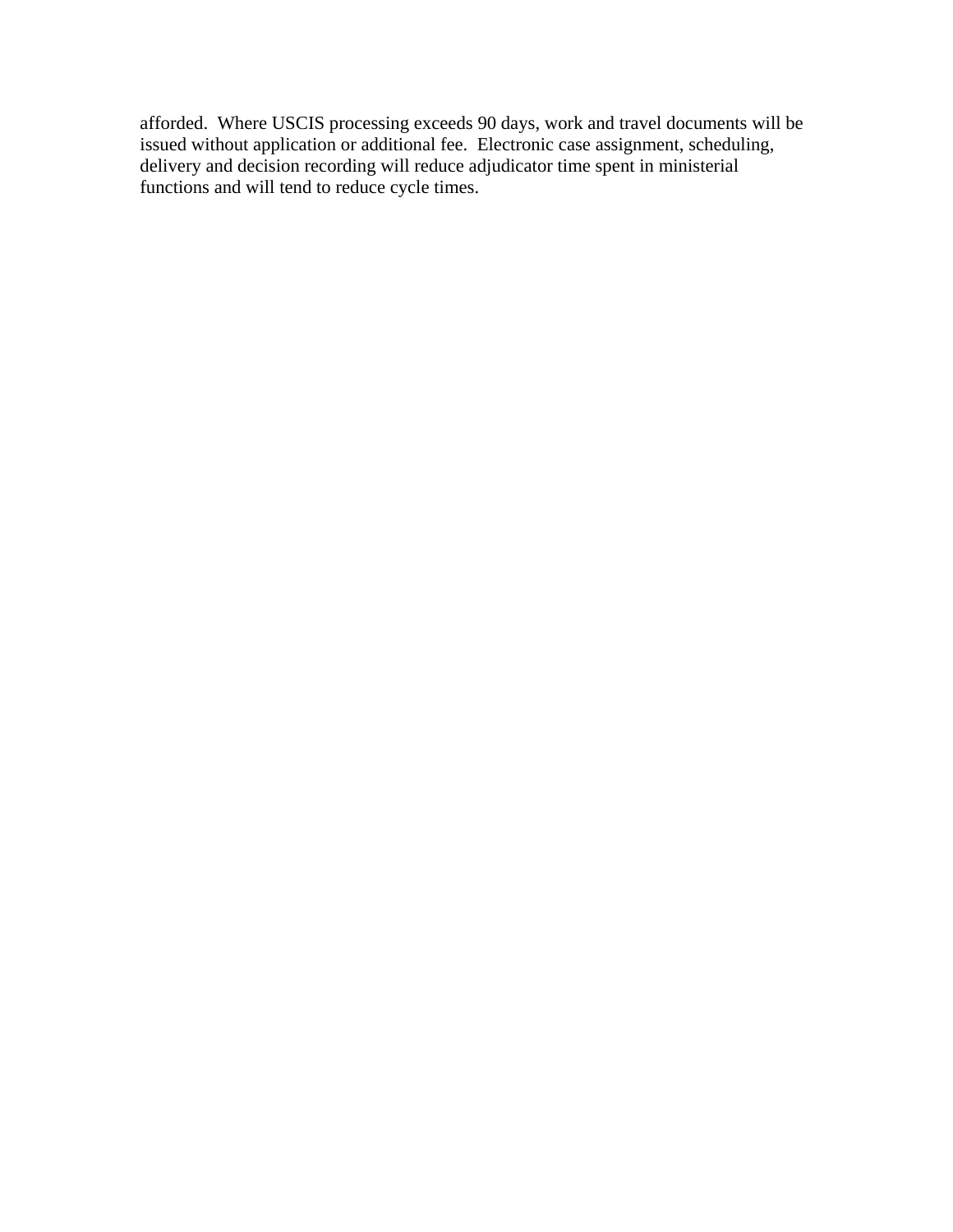afforded. Where USCIS processing exceeds 90 days, work and travel documents will be issued without application or additional fee. Electronic case assignment, scheduling, delivery and decision recording will reduce adjudicator time spent in ministerial functions and will tend to reduce cycle times.